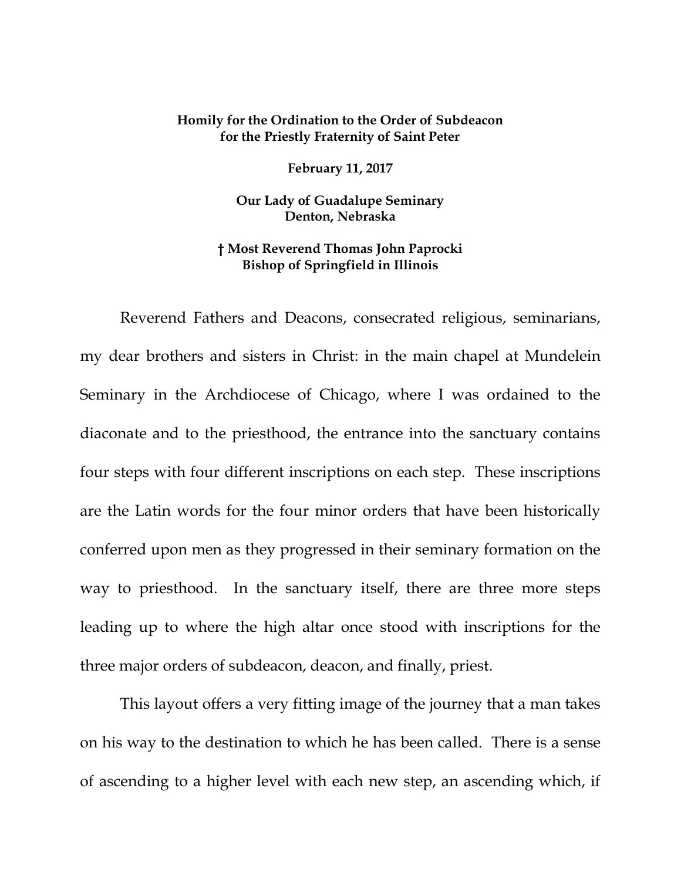**Homily for the Ordination to the Order of Subdeacon**
**for the Priestly Fraternity of Saint Peter**

**February 11, 2017**

**Our Lady of Guadalupe Seminary**
**Denton, Nebraska**

**† Most Reverend Thomas John Paprocki**
**Bishop of Springfield in Illinois**

Reverend Fathers and Deacons, consecrated religious, seminarians, my dear brothers and sisters in Christ: in the main chapel at Mundelein Seminary in the Archdiocese of Chicago, where I was ordained to the diaconate and to the priesthood, the entrance into the sanctuary contains four steps with four different inscriptions on each step. These inscriptions are the Latin words for the four minor orders that have been historically conferred upon men as they progressed in their seminary formation on the way to priesthood. In the sanctuary itself, there are three more steps leading up to where the high altar once stood with inscriptions for the three major orders of subdeacon, deacon, and finally, priest.

This layout offers a very fitting image of the journey that a man takes on his way to the destination to which he has been called. There is a sense of ascending to a higher level with each new step, an ascending which, if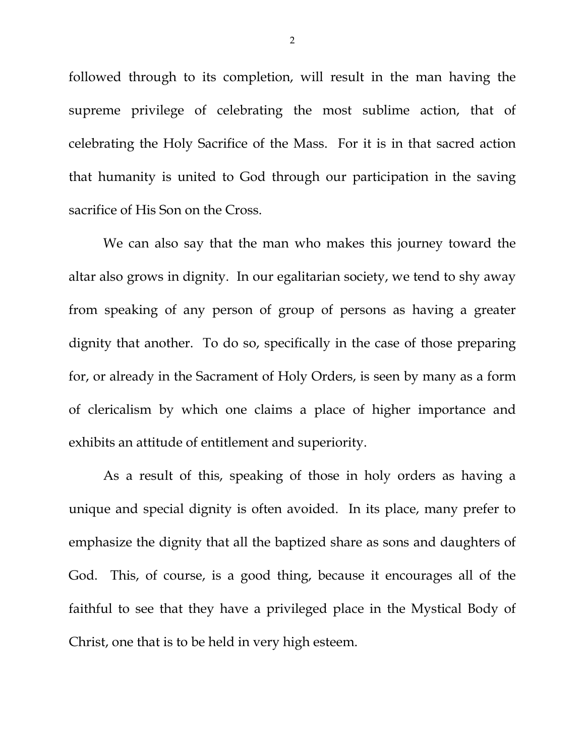followed through to its completion, will result in the man having the supreme privilege of celebrating the most sublime action, that of celebrating the Holy Sacrifice of the Mass. For it is in that sacred action that humanity is united to God through our participation in the saving sacrifice of His Son on the Cross.

We can also say that the man who makes this journey toward the altar also grows in dignity. In our egalitarian society, we tend to shy away from speaking of any person of group of persons as having a greater dignity that another. To do so, specifically in the case of those preparing for, or already in the Sacrament of Holy Orders, is seen by many as a form of clericalism by which one claims a place of higher importance and exhibits an attitude of entitlement and superiority.

As a result of this, speaking of those in holy orders as having a unique and special dignity is often avoided. In its place, many prefer to emphasize the dignity that all the baptized share as sons and daughters of God. This, of course, is a good thing, because it encourages all of the faithful to see that they have a privileged place in the Mystical Body of Christ, one that is to be held in very high esteem.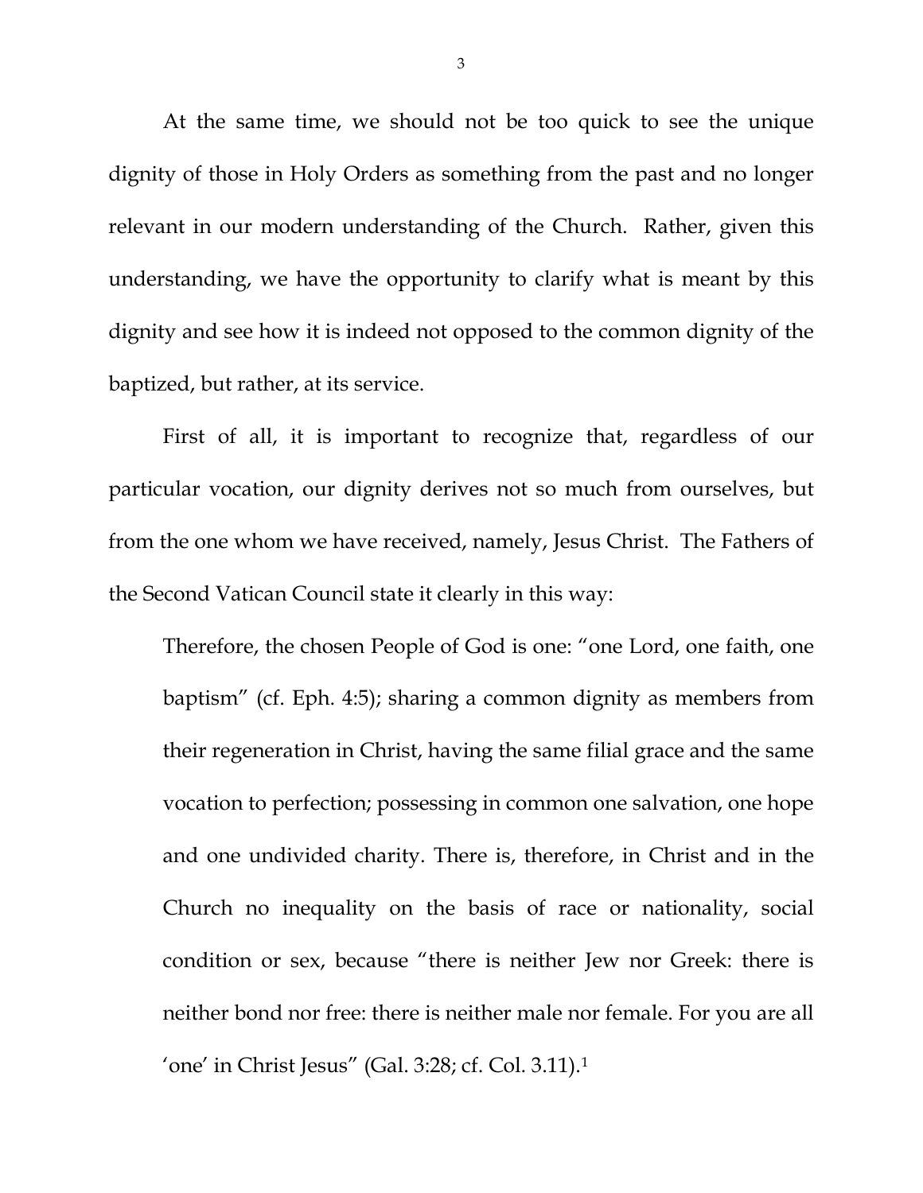At the same time, we should not be too quick to see the unique dignity of those in Holy Orders as something from the past and no longer relevant in our modern understanding of the Church. Rather, given this understanding, we have the opportunity to clarify what is meant by this dignity and see how it is indeed not opposed to the common dignity of the baptized, but rather, at its service.

First of all, it is important to recognize that, regardless of our particular vocation, our dignity derives not so much from ourselves, but from the one whom we have received, namely, Jesus Christ. The Fathers of the Second Vatican Council state it clearly in this way:

> Therefore, the chosen People of God is one: "one Lord, one faith, one baptism" (cf. Eph. 4:5); sharing a common dignity as members from their regeneration in Christ, having the same filial grace and the same vocation to perfection; possessing in common one salvation, one hope and one undivided charity. There is, therefore, in Christ and in the Church no inequality on the basis of race or nationality, social condition or sex, because "there is neither Jew nor Greek: there is neither bond nor free: there is neither male nor female. For you are all 'one' in Christ Jesus" (Gal. 3:28; cf. Col. 3.11).[1]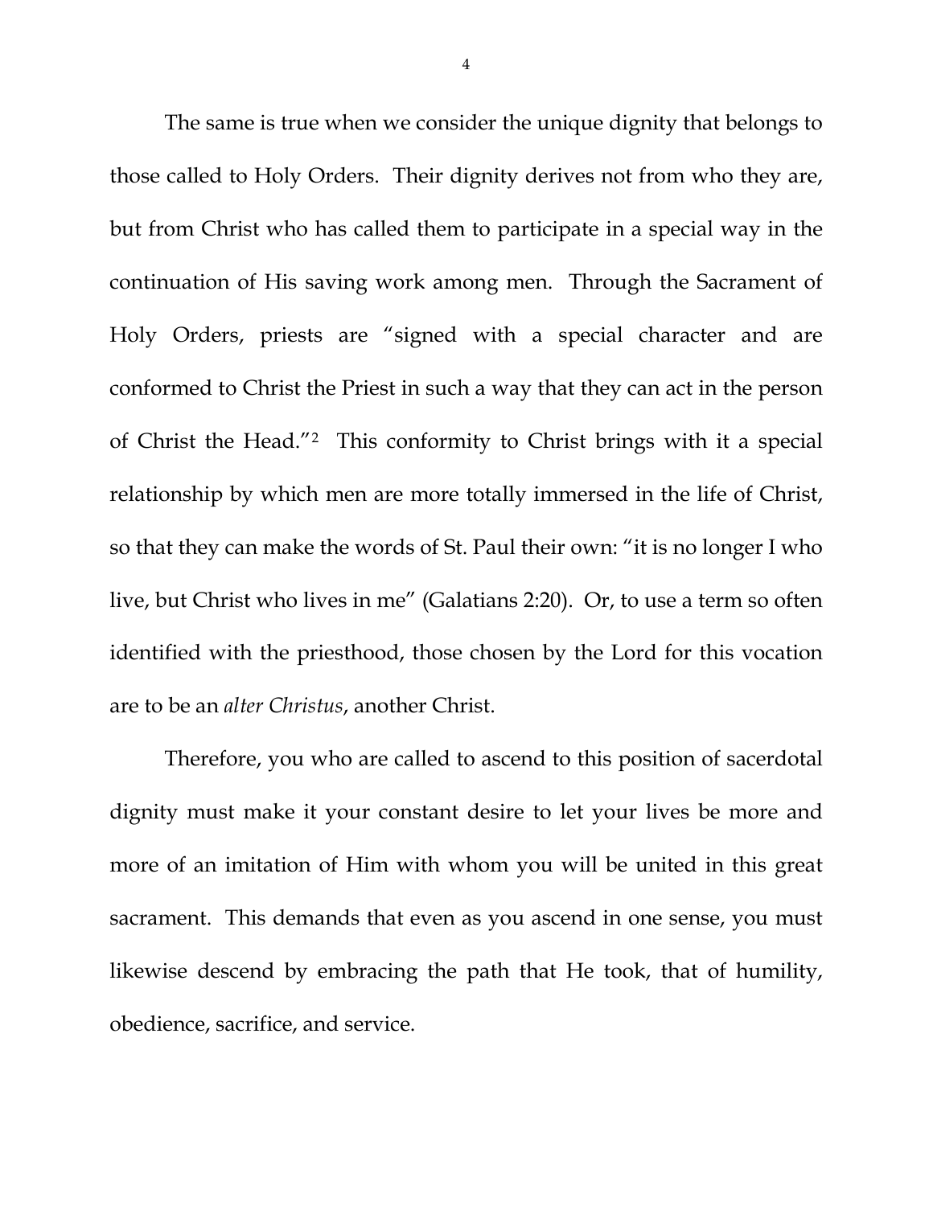The same is true when we consider the unique dignity that belongs to those called to Holy Orders. Their dignity derives not from who they are, but from Christ who has called them to participate in a special way in the continuation of His saving work among men. Through the Sacrament of Holy Orders, priests are "signed with a special character and are conformed to Christ the Priest in such a way that they can act in the person of Christ the Head."[2] This conformity to Christ brings with it a special relationship by which men are more totally immersed in the life of Christ, so that they can make the words of St. Paul their own: "it is no longer I who live, but Christ who lives in me" (Galatians 2:20). Or, to use a term so often identified with the priesthood, those chosen by the Lord for this vocation are to be an *alter Christus*, another Christ.

Therefore, you who are called to ascend to this position of sacerdotal dignity must make it your constant desire to let your lives be more and more of an imitation of Him with whom you will be united in this great sacrament. This demands that even as you ascend in one sense, you must likewise descend by embracing the path that He took, that of humility, obedience, sacrifice, and service.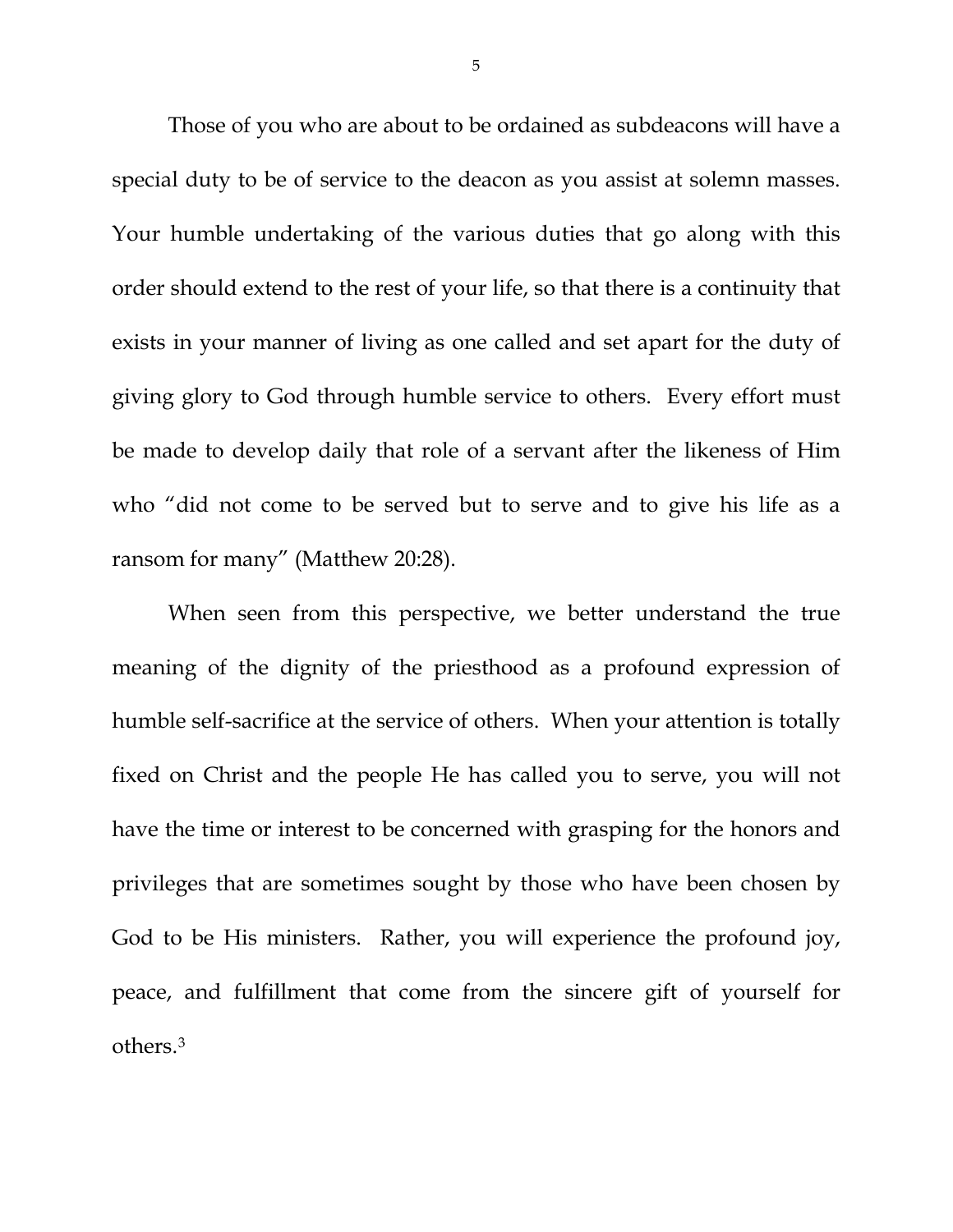Those of you who are about to be ordained as subdeacons will have a special duty to be of service to the deacon as you assist at solemn masses. Your humble undertaking of the various duties that go along with this order should extend to the rest of your life, so that there is a continuity that exists in your manner of living as one called and set apart for the duty of giving glory to God through humble service to others. Every effort must be made to develop daily that role of a servant after the likeness of Him who "did not come to be served but to serve and to give his life as a ransom for many" (Matthew 20:28).

When seen from this perspective, we better understand the true meaning of the dignity of the priesthood as a profound expression of humble self-sacrifice at the service of others. When your attention is totally fixed on Christ and the people He has called you to serve, you will not have the time or interest to be concerned with grasping for the honors and privileges that are sometimes sought by those who have been chosen by God to be His ministers. Rather, you will experience the profound joy, peace, and fulfillment that come from the sincere gift of yourself for others.[3]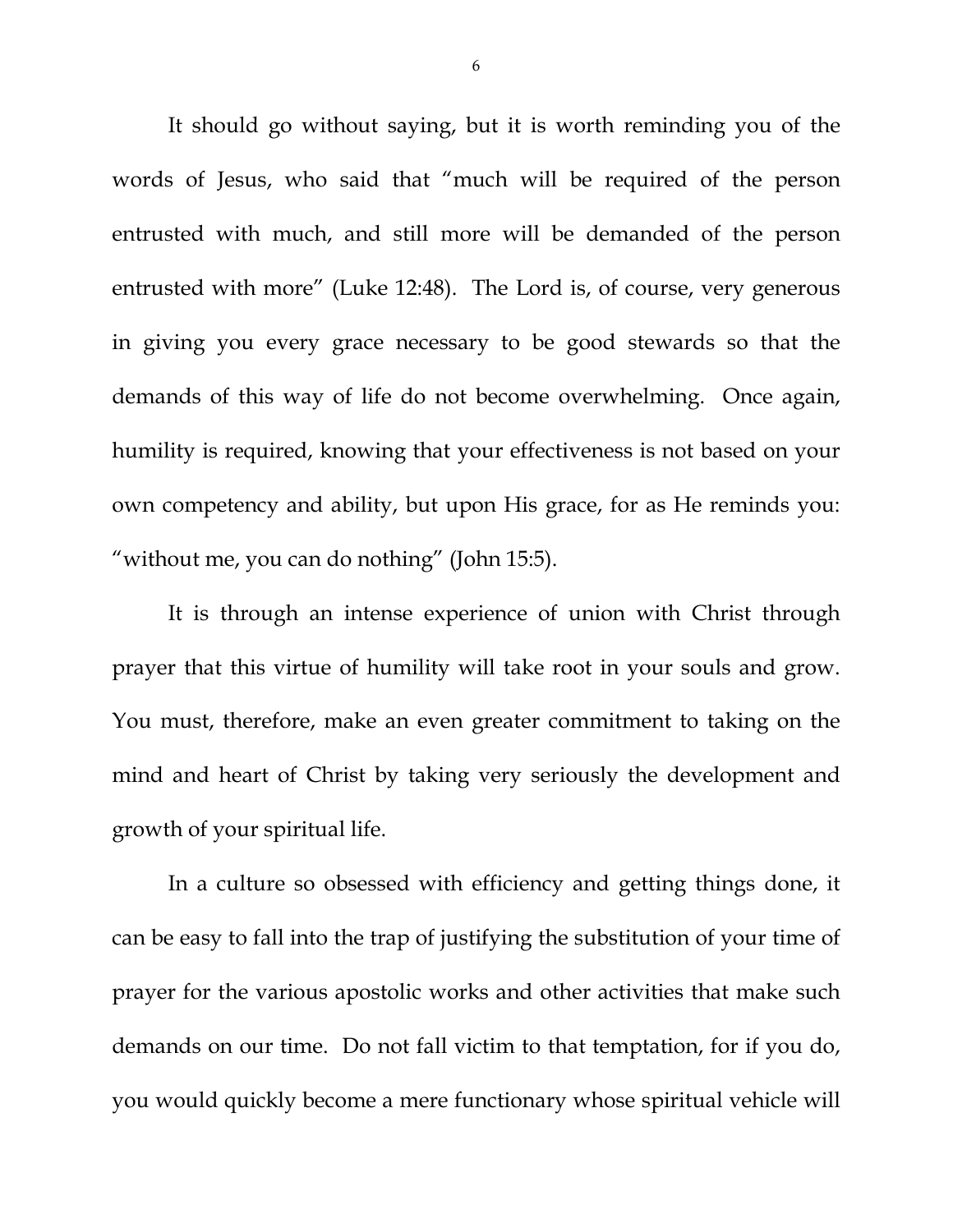It should go without saying, but it is worth reminding you of the words of Jesus, who said that "much will be required of the person entrusted with much, and still more will be demanded of the person entrusted with more" (Luke 12:48). The Lord is, of course, very generous in giving you every grace necessary to be good stewards so that the demands of this way of life do not become overwhelming. Once again, humility is required, knowing that your effectiveness is not based on your own competency and ability, but upon His grace, for as He reminds you: "without me, you can do nothing" (John 15:5).

It is through an intense experience of union with Christ through prayer that this virtue of humility will take root in your souls and grow. You must, therefore, make an even greater commitment to taking on the mind and heart of Christ by taking very seriously the development and growth of your spiritual life.

In a culture so obsessed with efficiency and getting things done, it can be easy to fall into the trap of justifying the substitution of your time of prayer for the various apostolic works and other activities that make such demands on our time. Do not fall victim to that temptation, for if you do, you would quickly become a mere functionary whose spiritual vehicle will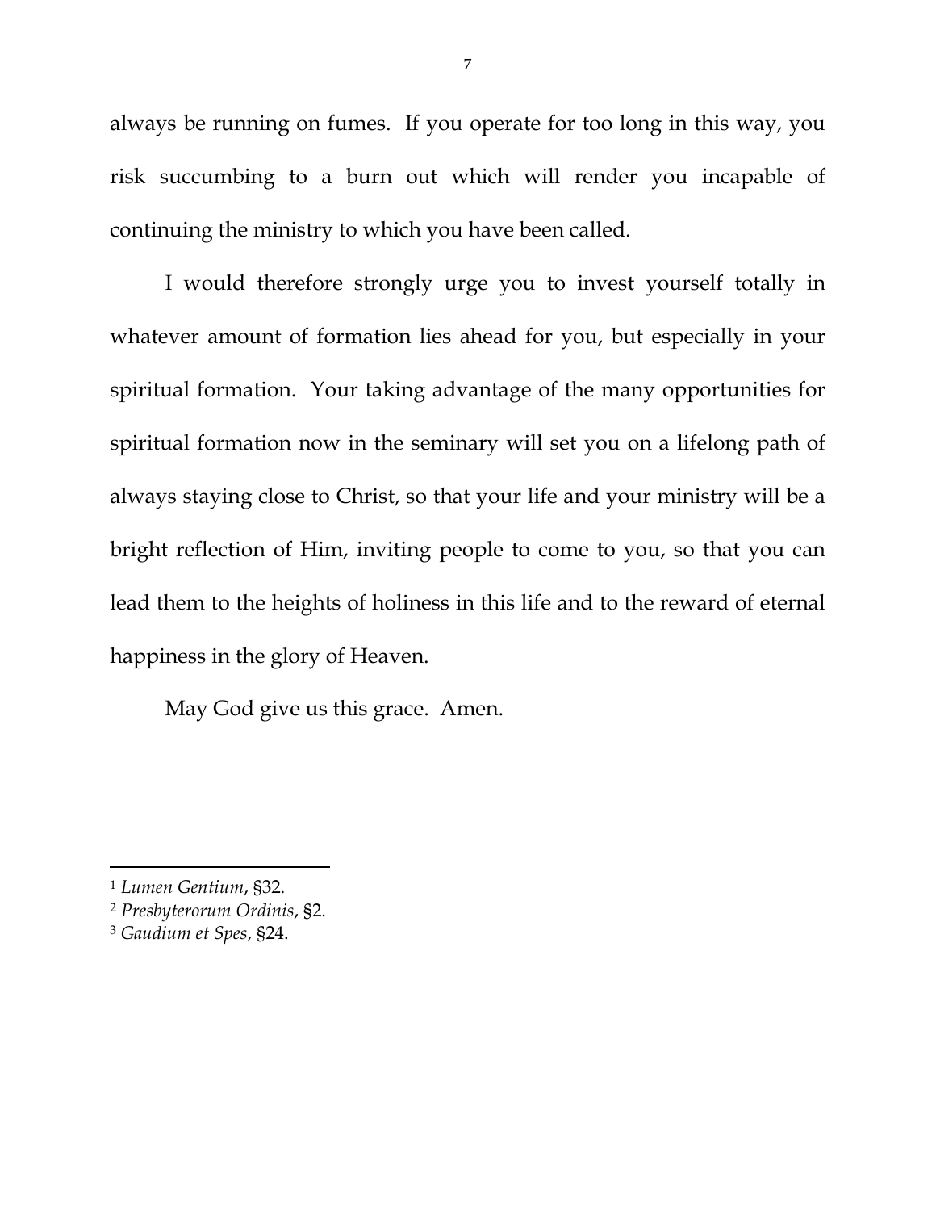always be running on fumes. If you operate for too long in this way, you risk succumbing to a burn out which will render you incapable of continuing the ministry to which you have been called.

I would therefore strongly urge you to invest yourself totally in whatever amount of formation lies ahead for you, but especially in your spiritual formation. Your taking advantage of the many opportunities for spiritual formation now in the seminary will set you on a lifelong path of always staying close to Christ, so that your life and your ministry will be a bright reflection of Him, inviting people to come to you, so that you can lead them to the heights of holiness in this life and to the reward of eternal happiness in the glory of Heaven.

May God give us this grace. Amen.

---

[1] *Lumen Gentium*, §32.

[2] *Presbyterorum Ordinis*, §2.

[3] *Gaudium et Spes*, §24.